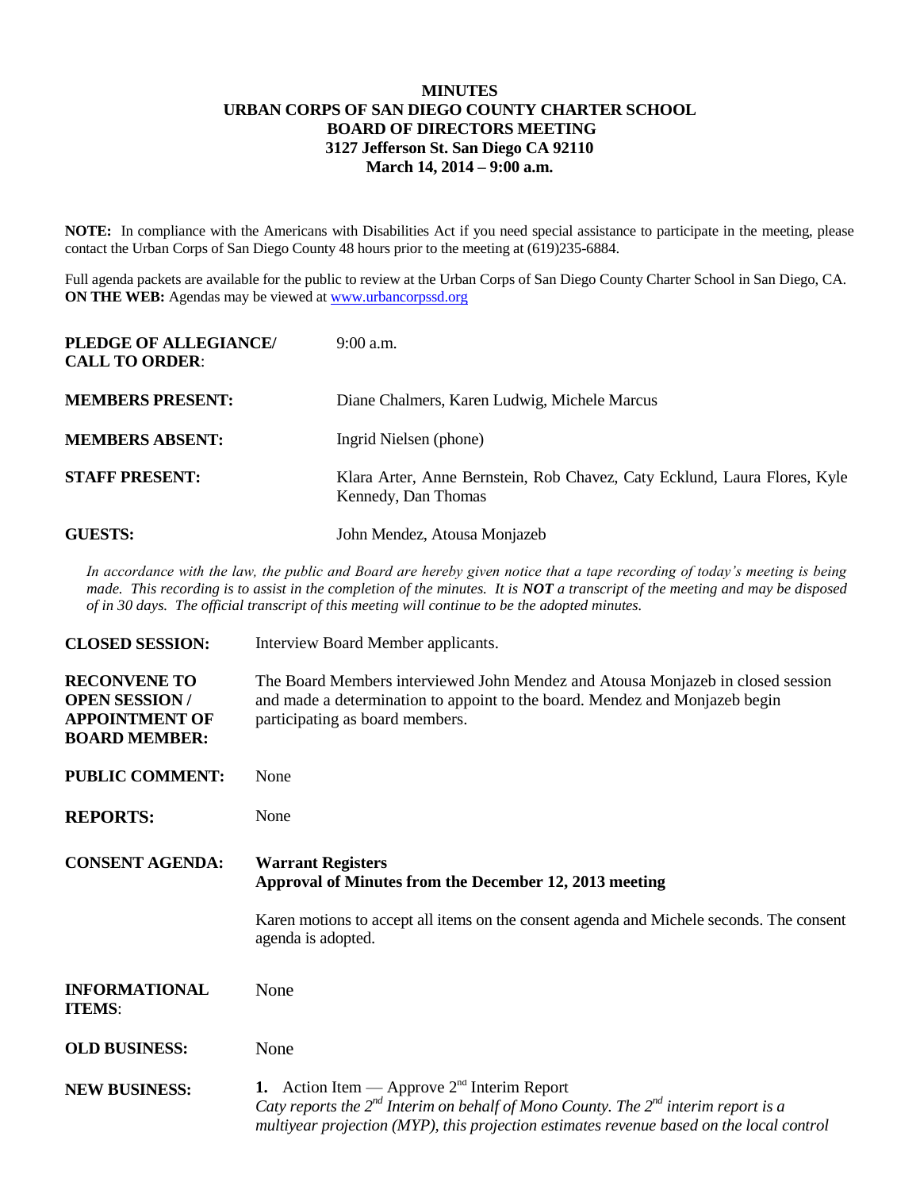# MINUTES
# URBAN CORPS OF SAN DIEGO COUNTY CHARTER SCHOOL
## BOARD OF DIRECTORS MEETING
### 3127 Jefferson St. San Diego CA 92110
### March 14, 2014 – 9:00 a.m.

**NOTE:** In compliance with the Americans with Disabilities Act if you need special assistance to participate in the meeting, please contact the Urban Corps of San Diego County 48 hours prior to the meeting at (619)235-6884.

Full agenda packets are available for the public to review at the Urban Corps of San Diego County Charter School in San Diego, CA. **ON THE WEB:** Agendas may be viewed at www.urbancorpssd.org

**PLEDGE OF ALLEGIANCE/ CALL TO ORDER**: 9:00 a.m.

**MEMBERS PRESENT:** Diane Chalmers, Karen Ludwig, Michele Marcus

**MEMBERS ABSENT:** Ingrid Nielsen (phone)

**STAFF PRESENT:** Klara Arter, Anne Bernstein, Rob Chavez, Caty Ecklund, Laura Flores, Kyle Kennedy, Dan Thomas

**GUESTS:** John Mendez, Atousa Monjazeb

*In accordance with the law, the public and Board are hereby given notice that a tape recording of today's meeting is being made. This recording is to assist in the completion of the minutes. It is **NOT** a transcript of the meeting and may be disposed of in 30 days. The official transcript of this meeting will continue to be the adopted minutes.*

**CLOSED SESSION:** Interview Board Member applicants.

**RECONVENE TO OPEN SESSION / APPOINTMENT OF BOARD MEMBER:** The Board Members interviewed John Mendez and Atousa Monjazeb in closed session and made a determination to appoint to the board. Mendez and Monjazeb begin participating as board members.

**PUBLIC COMMENT:** None

**REPORTS:** None

**CONSENT AGENDA:** **Warrant Registers**
**Approval of Minutes from the December 12, 2013 meeting**

Karen motions to accept all items on the consent agenda and Michele seconds. The consent agenda is adopted.

**INFORMATIONAL ITEMS**: None

**OLD BUSINESS:** None

**NEW BUSINESS:**

**1.** Action Item — Approve 2nd Interim Report
*Caty reports the 2nd Interim on behalf of Mono County. The 2nd interim report is a multiyear projection (MYP), this projection estimates revenue based on the local control*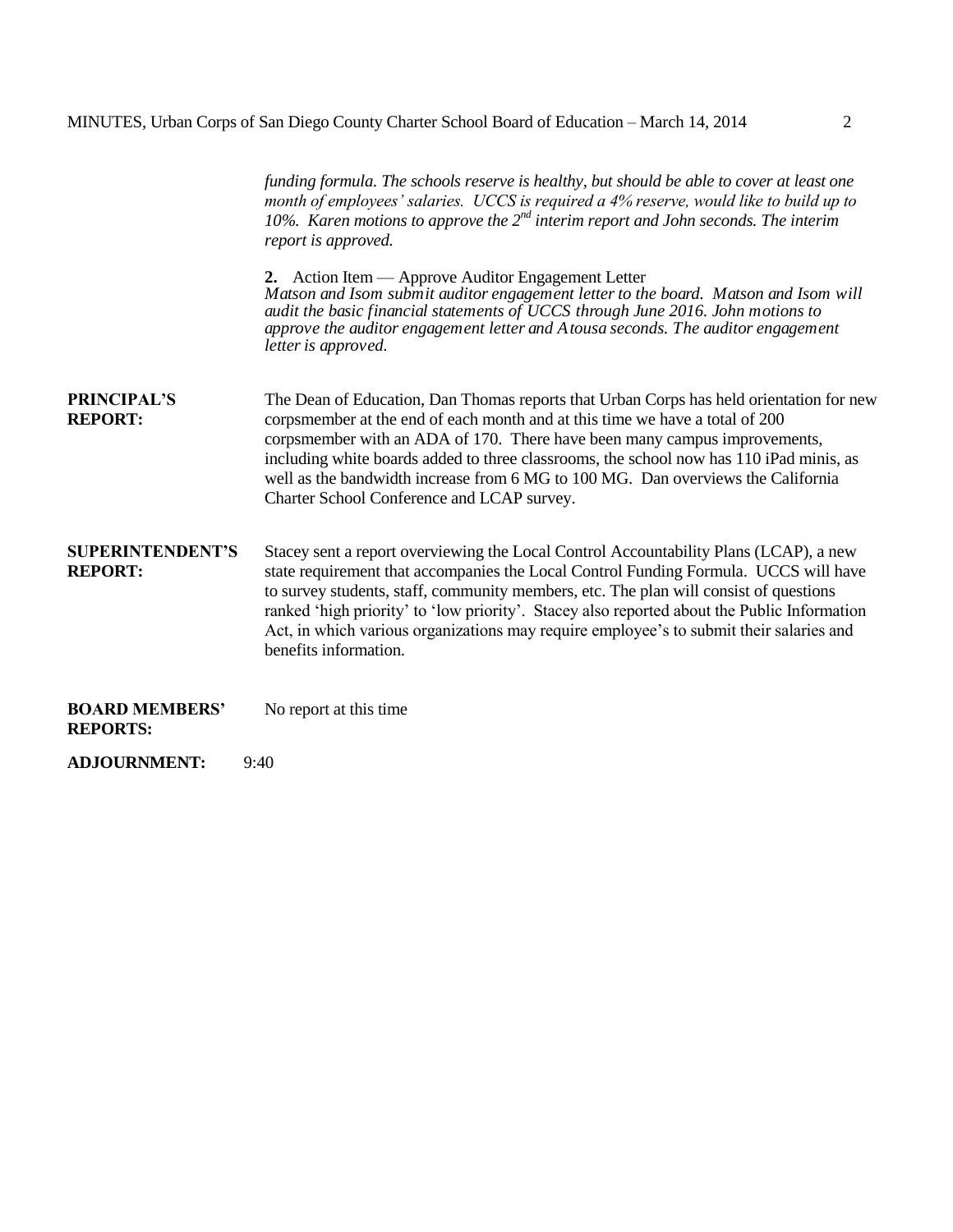*funding formula. The schools reserve is healthy, but should be able to cover at least one month of employees' salaries. UCCS is required a 4% reserve, would like to build up to 10%. Karen motions to approve the 2nd interim report and John seconds. The interim report is approved.*

**2.** Action Item — Approve Auditor Engagement Letter
*Matson and Isom submit auditor engagement letter to the board. Matson and Isom will audit the basic financial statements of UCCS through June 2016. John motions to approve the auditor engagement letter and Atousa seconds. The auditor engagement letter is approved.*

**PRINCIPAL'S REPORT:** The Dean of Education, Dan Thomas reports that Urban Corps has held orientation for new corpsmember at the end of each month and at this time we have a total of 200 corpsmember with an ADA of 170. There have been many campus improvements, including white boards added to three classrooms, the school now has 110 iPad minis, as well as the bandwidth increase from 6 MG to 100 MG. Dan overviews the California Charter School Conference and LCAP survey.

**SUPERINTENDENT'S REPORT:** Stacey sent a report overviewing the Local Control Accountability Plans (LCAP), a new state requirement that accompanies the Local Control Funding Formula. UCCS will have to survey students, staff, community members, etc. The plan will consist of questions ranked 'high priority' to 'low priority'. Stacey also reported about the Public Information Act, in which various organizations may require employee's to submit their salaries and benefits information.

**BOARD MEMBERS' REPORTS:** No report at this time

**ADJOURNMENT:** 9:40